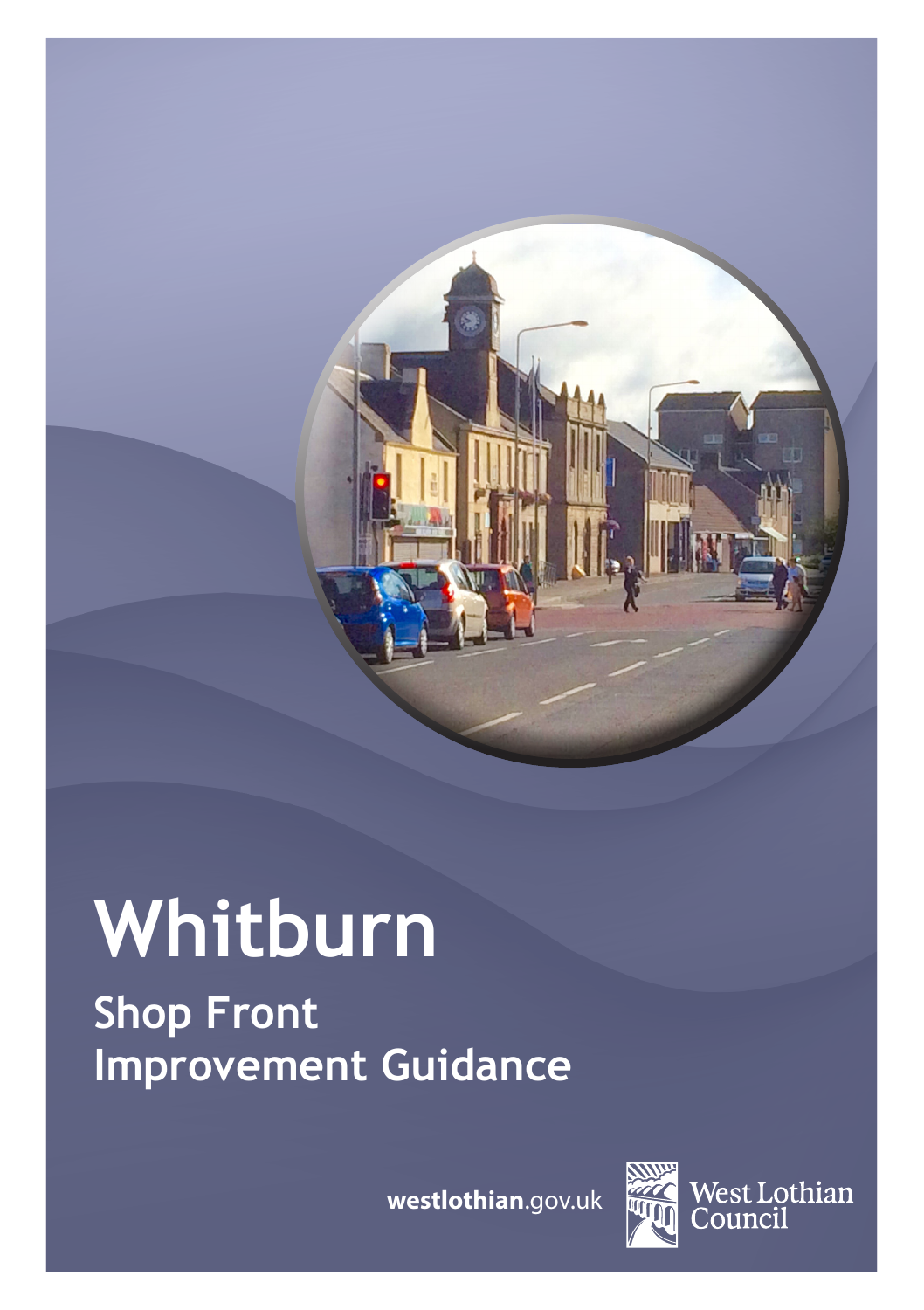# Whitburn

## Shop Front Improvement Guidance

westlothian.gov.uk

West Lothian Council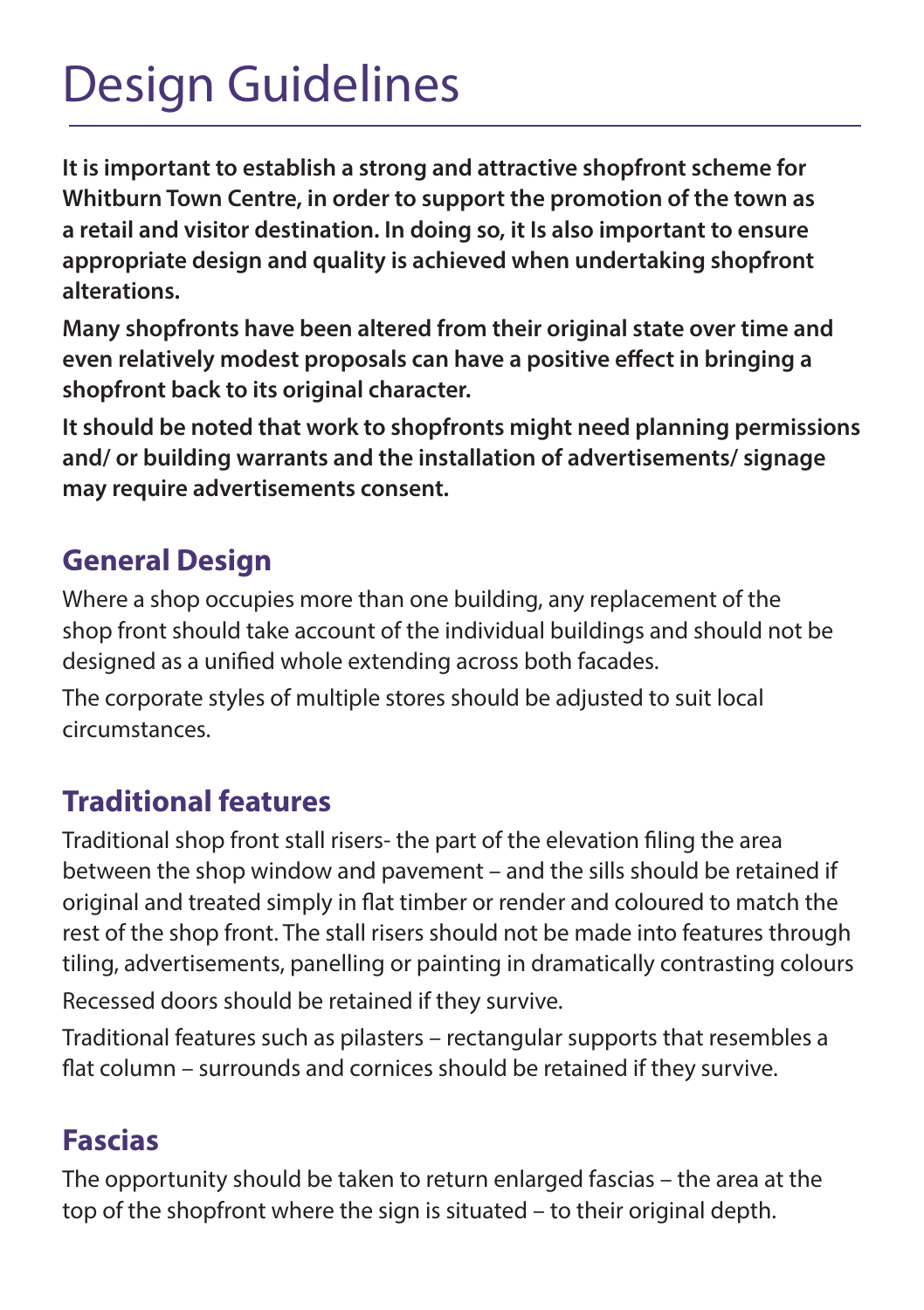# Design Guidelines

**It is important to establish a strong and attractive shopfront scheme for Whitburn Town Centre, in order to support the promotion of the town as a retail and visitor destination. In doing so, it Is also important to ensure appropriate design and quality is achieved when undertaking shopfront alterations.**

**Many shopfronts have been altered from their original state over time and even relatively modest proposals can have a positive effect in bringing a shopfront back to its original character.**

**It should be noted that work to shopfronts might need planning permissions and/ or building warrants and the installation of advertisements/ signage may require advertisements consent.**

## General Design

Where a shop occupies more than one building, any replacement of the shop front should take account of the individual buildings and should not be designed as a unified whole extending across both facades.

The corporate styles of multiple stores should be adjusted to suit local circumstances.

## Traditional features

Traditional shop front stall risers- the part of the elevation filing the area between the shop window and pavement – and the sills should be retained if original and treated simply in flat timber or render and coloured to match the rest of the shop front. The stall risers should not be made into features through tiling, advertisements, panelling or painting in dramatically contrasting colours

Recessed doors should be retained if they survive.

Traditional features such as pilasters – rectangular supports that resembles a flat column – surrounds and cornices should be retained if they survive.

## Fascias

The opportunity should be taken to return enlarged fascias – the area at the top of the shopfront where the sign is situated – to their original depth.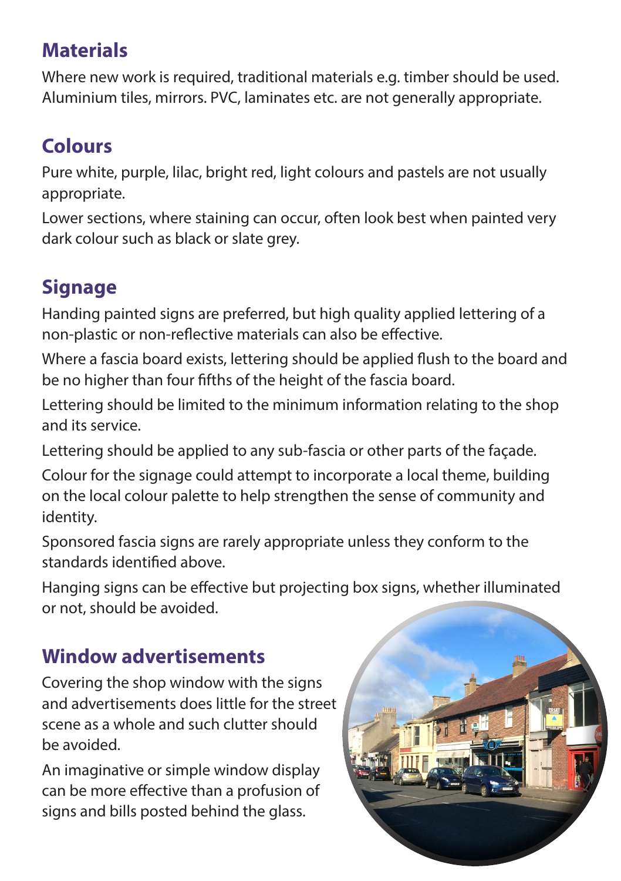## Materials

Where new work is required, traditional materials e.g. timber should be used. Aluminium tiles, mirrors. PVC, laminates etc. are not generally appropriate.

## Colours

Pure white, purple, lilac, bright red, light colours and pastels are not usually appropriate.

Lower sections, where staining can occur, often look best when painted very dark colour such as black or slate grey.

## Signage

Handing painted signs are preferred, but high quality applied lettering of a non-plastic or non-reflective materials can also be effective.

Where a fascia board exists, lettering should be applied flush to the board and be no higher than four fifths of the height of the fascia board.

Lettering should be limited to the minimum information relating to the shop and its service.

Lettering should be applied to any sub-fascia or other parts of the façade.

Colour for the signage could attempt to incorporate a local theme, building on the local colour palette to help strengthen the sense of community and identity.

Sponsored fascia signs are rarely appropriate unless they conform to the standards identified above.

Hanging signs can be effective but projecting box signs, whether illuminated or not, should be avoided.

## Window advertisements

Covering the shop window with the signs and advertisements does little for the street scene as a whole and such clutter should be avoided.

An imaginative or simple window display can be more effective than a profusion of signs and bills posted behind the glass.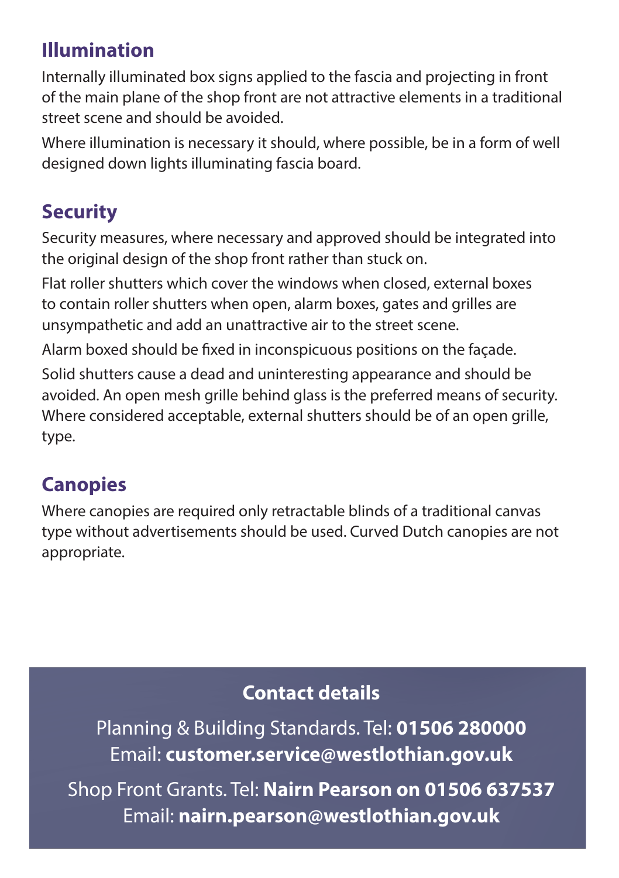## Illumination

Internally illuminated box signs applied to the fascia and projecting in front of the main plane of the shop front are not attractive elements in a traditional street scene and should be avoided.

Where illumination is necessary it should, where possible, be in a form of well designed down lights illuminating fascia board.

## Security

Security measures, where necessary and approved should be integrated into the original design of the shop front rather than stuck on.

Flat roller shutters which cover the windows when closed, external boxes to contain roller shutters when open, alarm boxes, gates and grilles are unsympathetic and add an unattractive air to the street scene.

Alarm boxed should be fixed in inconspicuous positions on the façade.

Solid shutters cause a dead and uninteresting appearance and should be avoided. An open mesh grille behind glass is the preferred means of security. Where considered acceptable, external shutters should be of an open grille, type.

## Canopies

Where canopies are required only retractable blinds of a traditional canvas type without advertisements should be used. Curved Dutch canopies are not appropriate.

**Contact details**

Planning & Building Standards. Tel: **01506 280000**
Email: **customer.service@westlothian.gov.uk**

Shop Front Grants. Tel: **Nairn Pearson on 01506 637537**
Email: **nairn.pearson@westlothian.gov.uk**